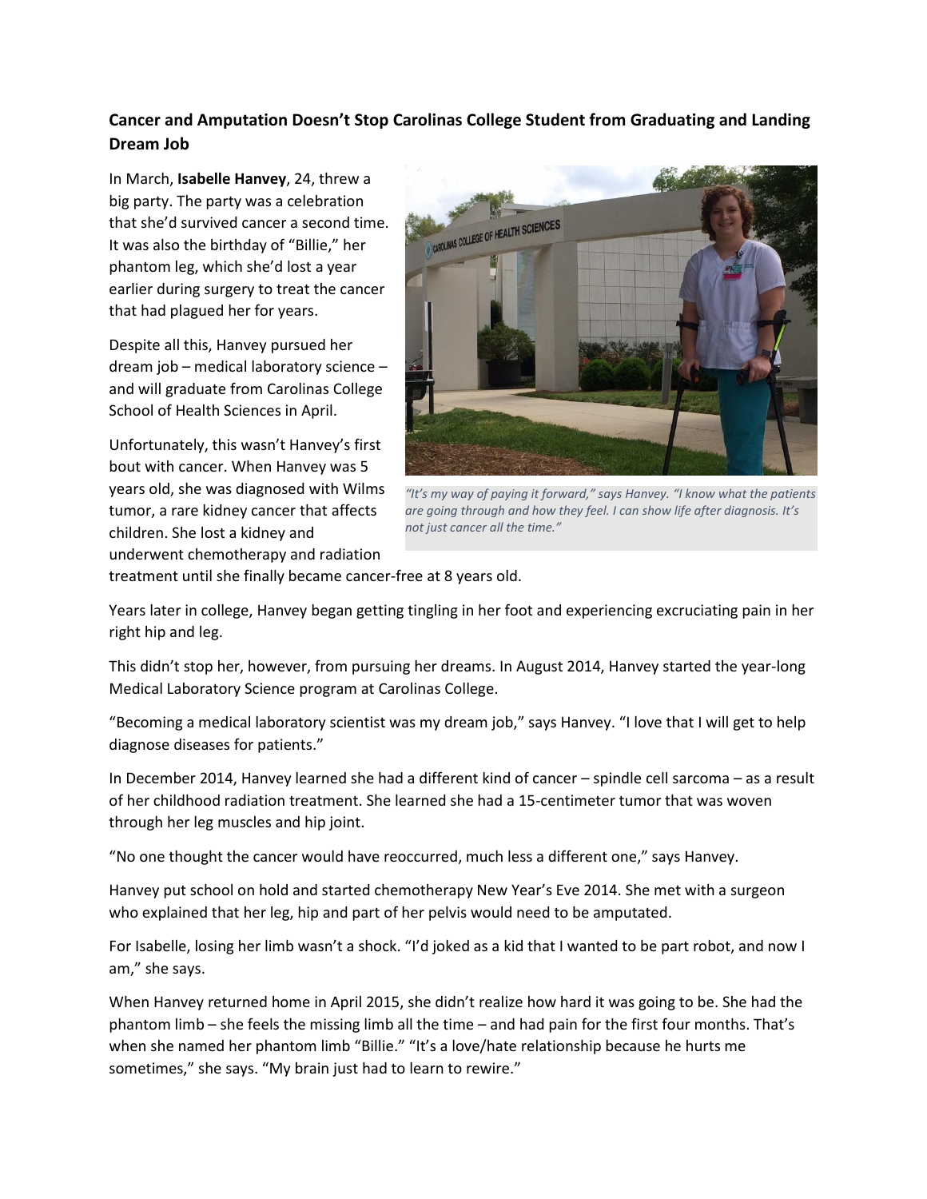**Cancer and Amputation Doesn't Stop Carolinas College Student from Graduating and Landing Dream Job**

In March, **Isabelle Hanvey**, 24, threw a big party. The party was a celebration that she'd survived cancer a second time. It was also the birthday of "Billie," her phantom leg, which she'd lost a year earlier during surgery to treat the cancer that had plagued her for years.

*"It's my way of paying it forward," says Hanvey. "I know what the patients are going through and how they feel. I can show life after diagnosis. It's not just cancer all the time."*

Despite all this, Hanvey pursued her dream job – medical laboratory science – and will graduate from Carolinas College School of Health Sciences in April.

Unfortunately, this wasn't Hanvey's first bout with cancer. When Hanvey was 5 years old, she was diagnosed with Wilms tumor, a rare kidney cancer that affects children. She lost a kidney and underwent chemotherapy and radiation treatment until she finally became cancer-free at 8 years old.

Years later in college, Hanvey began getting tingling in her foot and experiencing excruciating pain in her right hip and leg.

This didn't stop her, however, from pursuing her dreams. In August 2014, Hanvey started the year-long Medical Laboratory Science program at Carolinas College.

"Becoming a medical laboratory scientist was my dream job," says Hanvey. "I love that I will get to help diagnose diseases for patients."

In December 2014, Hanvey learned she had a different kind of cancer – spindle cell sarcoma – as a result of her childhood radiation treatment. She learned she had a 15-centimeter tumor that was woven through her leg muscles and hip joint.

"No one thought the cancer would have reoccurred, much less a different one," says Hanvey.

Hanvey put school on hold and started chemotherapy New Year's Eve 2014. She met with a surgeon who explained that her leg, hip and part of her pelvis would need to be amputated.

For Isabelle, losing her limb wasn't a shock. "I'd joked as a kid that I wanted to be part robot, and now I am," she says.

When Hanvey returned home in April 2015, she didn't realize how hard it was going to be. She had the phantom limb – she feels the missing limb all the time – and had pain for the first four months. That's when she named her phantom limb "Billie." "It's a love/hate relationship because he hurts me sometimes," she says. "My brain just had to learn to rewire."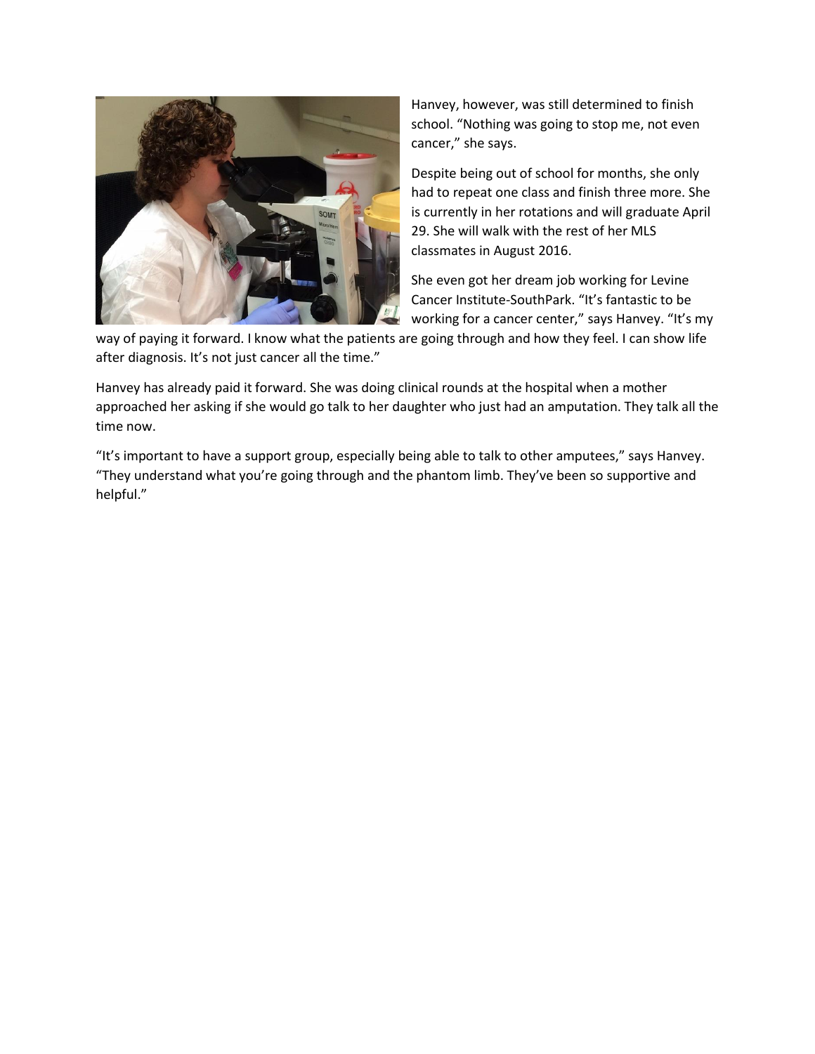Hanvey, however, was still determined to finish school. “Nothing was going to stop me, not even cancer,” she says.

Despite being out of school for months, she only had to repeat one class and finish three more. She is currently in her rotations and will graduate April 29. She will walk with the rest of her MLS classmates in August 2016.

She even got her dream job working for Levine Cancer Institute-SouthPark. “It’s fantastic to be working for a cancer center,” says Hanvey. “It’s my way of paying it forward. I know what the patients are going through and how they feel. I can show life after diagnosis. It’s not just cancer all the time.”

Hanvey has already paid it forward. She was doing clinical rounds at the hospital when a mother approached her asking if she would go talk to her daughter who just had an amputation. They talk all the time now.

“It’s important to have a support group, especially being able to talk to other amputees,” says Hanvey. “They understand what you’re going through and the phantom limb. They’ve been so supportive and helpful.”